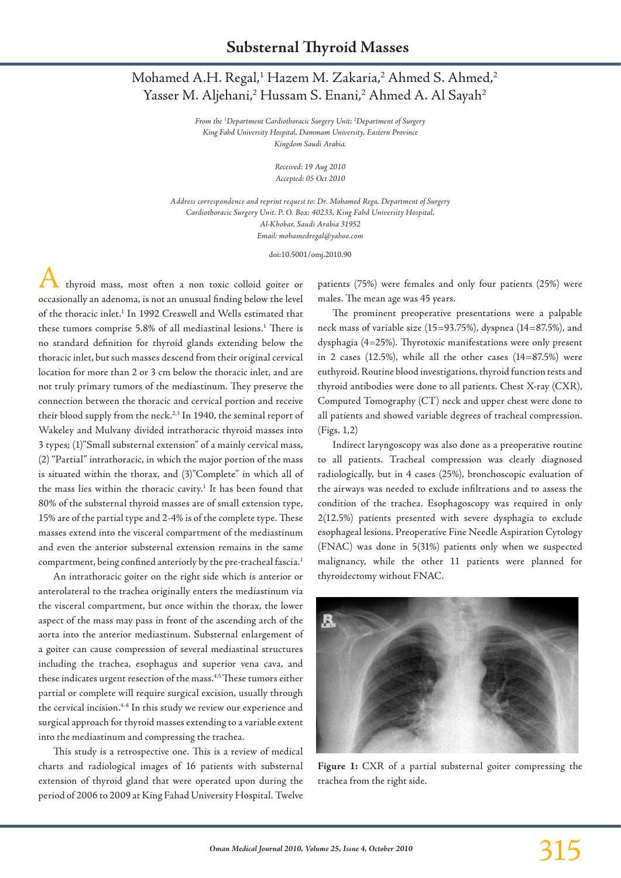# Substernal Thyroid Masses

Mohamed A.H. Regal,[1] Hazem M. Zakaria,[2] Ahmed S. Ahmed,[2] Yasser M. Aljehani,[2] Hussam S. Enani,[2] Ahmed A. Al Sayah[2]

*From the [1]Department Cardiothoracic Surgery Unit; [2]Department of Surgery King Fahd University Hospital, Dammam University, Eastern Province Kingdom Saudi Arabia.*

*Received: 19 Aug 2010*
*Accepted: 05 Oct 2010*

*Address correspondence and reprint request to: Dr. Mohamed Rega, Department of Surgery Cardiothoracic Surgery Unit, P. O. Box: 40233, King Fahd University Hospital, Al-Khobar, Saudi Arabia 31952*
*Email: mohamedregal@yahoo.com*

doi:10.5001/omj.2010.90

A thyroid mass, most often a non toxic colloid goiter or occasionally an adenoma, is not an unusual finding below the level of the thoracic inlet.[1] In 1992 Creswell and Wells estimated that these tumors comprise 5.8% of all mediastinal lesions.[1] There is no standard definition for thyroid glands extending below the thoracic inlet, but such masses descend from their original cervical location for more than 2 or 3 cm below the thoracic inlet, and are not truly primary tumors of the mediastinum. They preserve the connection between the thoracic and cervical portion and receive their blood supply from the neck.[2,3] In 1940, the seminal report of Wakeley and Mulvany divided intrathoracic thyroid masses into 3 types; (1)"Small substernal extension" of a mainly cervical mass, (2) "Partial" intrathoracic, in which the major portion of the mass is situated within the thorax, and (3)"Complete" in which all of the mass lies within the thoracic cavity.[1] It has been found that 80% of the substernal thyroid masses are of small extension type, 15% are of the partial type and 2-4% is of the complete type. These masses extend into the visceral compartment of the mediastinum and even the anterior substernal extension remains in the same compartment, being confined anteriorly by the pre-tracheal fascia.[1]

An intrathoracic goiter on the right side which is anterior or anterolateral to the trachea originally enters the mediastinum via the visceral compartment, but once within the thorax, the lower aspect of the mass may pass in front of the ascending arch of the aorta into the anterior mediastinum. Substernal enlargement of a goiter can cause compression of several mediastinal structures including the trachea, esophagus and superior vena cava, and these indicates urgent resection of the mass.[4,5] These tumors either partial or complete will require surgical excision, usually through the cervical incision.[4-8] In this study we review our experience and surgical approach for thyroid masses extending to a variable extent into the mediastinum and compressing the trachea.

This study is a retrospective one. This is a review of medical charts and radiological images of 16 patients with substernal extension of thyroid gland that were operated upon during the period of 2006 to 2009 at King Fahad University Hospital. Twelve patients (75%) were females and only four patients (25%) were males. The mean age was 45 years.

The prominent preoperative presentations were a palpable neck mass of variable size (15=93.75%), dyspnea (14=87.5%), and dysphagia (4=25%). Thyrotoxic manifestations were only present in 2 cases (12.5%), while all the other cases (14=87.5%) were euthyroid. Routine blood investigations, thyroid function tests and thyroid antibodies were done to all patients. Chest X-ray (CXR), Computed Tomography (CT) neck and upper chest were done to all patients and showed variable degrees of tracheal compression. (Figs. 1,2)

Indirect laryngoscopy was also done as a preoperative routine to all patients. Tracheal compression was clearly diagnosed radiologically, but in 4 cases (25%), bronchoscopic evaluation of the airways was needed to exclude infiltrations and to assess the condition of the trachea. Esophagoscopy was required in only 2(12.5%) patients presented with severe dysphagia to exclude esophageal lesions. Preoperative Fine Needle Aspiration Cytology (FNAC) was done in 5(31%) patients only when we suspected malignancy, while the other 11 patients were planned for thyroidectomy without FNAC.

**Figure 1:** CXR of a partial substernal goiter compressing the trachea from the right side.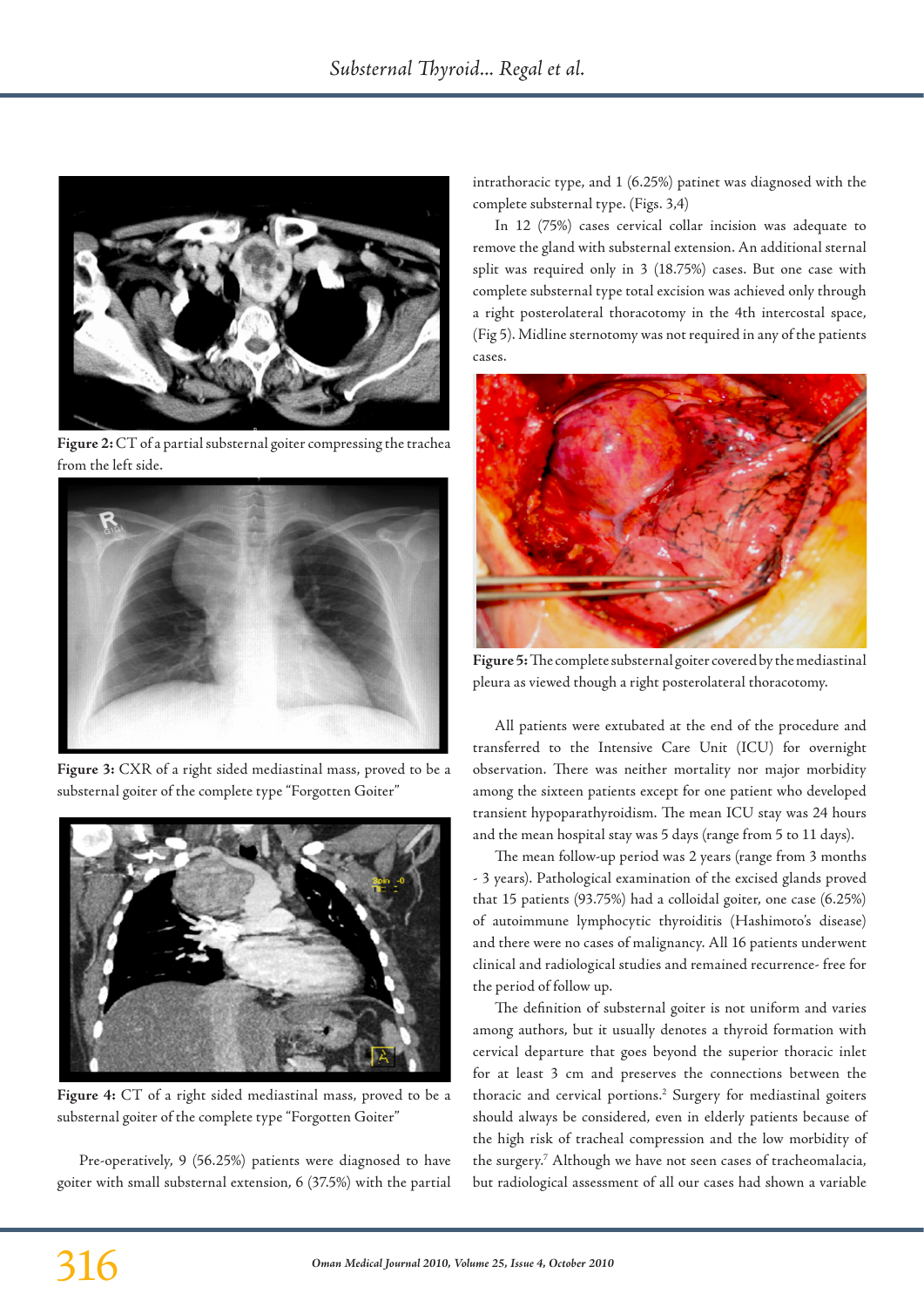Figure 2: CT of a partial substernal goiter compressing the trachea from the left side.

Figure 3: CXR of a right sided mediastinal mass, proved to be a substernal goiter of the complete type "Forgotten Goiter"

Figure 4: CT of a right sided mediastinal mass, proved to be a substernal goiter of the complete type "Forgotten Goiter"

Pre-operatively, 9 (56.25%) patients were diagnosed to have goiter with small substernal extension, 6 (37.5%) with the partial intrathoracic type, and 1 (6.25%) patinet was diagnosed with the complete substernal type. (Figs. 3,4)

In 12 (75%) cases cervical collar incision was adequate to remove the gland with substernal extension. An additional sternal split was required only in 3 (18.75%) cases. But one case with complete substernal type total excision was achieved only through a right posterolateral thoracotomy in the 4th intercostal space, (Fig 5). Midline sternotomy was not required in any of the patients cases.

Figure 5: The complete substernal goiter covered by the mediastinal pleura as viewed though a right posterolateral thoracotomy.

All patients were extubated at the end of the procedure and transferred to the Intensive Care Unit (ICU) for overnight observation. There was neither mortality nor major morbidity among the sixteen patients except for one patient who developed transient hypoparathyroidism. The mean ICU stay was 24 hours and the mean hospital stay was 5 days (range from 5 to 11 days).

The mean follow-up period was 2 years (range from 3 months - 3 years). Pathological examination of the excised glands proved that 15 patients (93.75%) had a colloidal goiter, one case (6.25%) of autoimmune lymphocytic thyroiditis (Hashimoto's disease) and there were no cases of malignancy. All 16 patients underwent clinical and radiological studies and remained recurrence- free for the period of follow up.

The definition of substernal goiter is not uniform and varies among authors, but it usually denotes a thyroid formation with cervical departure that goes beyond the superior thoracic inlet for at least 3 cm and preserves the connections between the thoracic and cervical portions.[2] Surgery for mediastinal goiters should always be considered, even in elderly patients because of the high risk of tracheal compression and the low morbidity of the surgery.[7] Although we have not seen cases of tracheomalacia, but radiological assessment of all our cases had shown a variable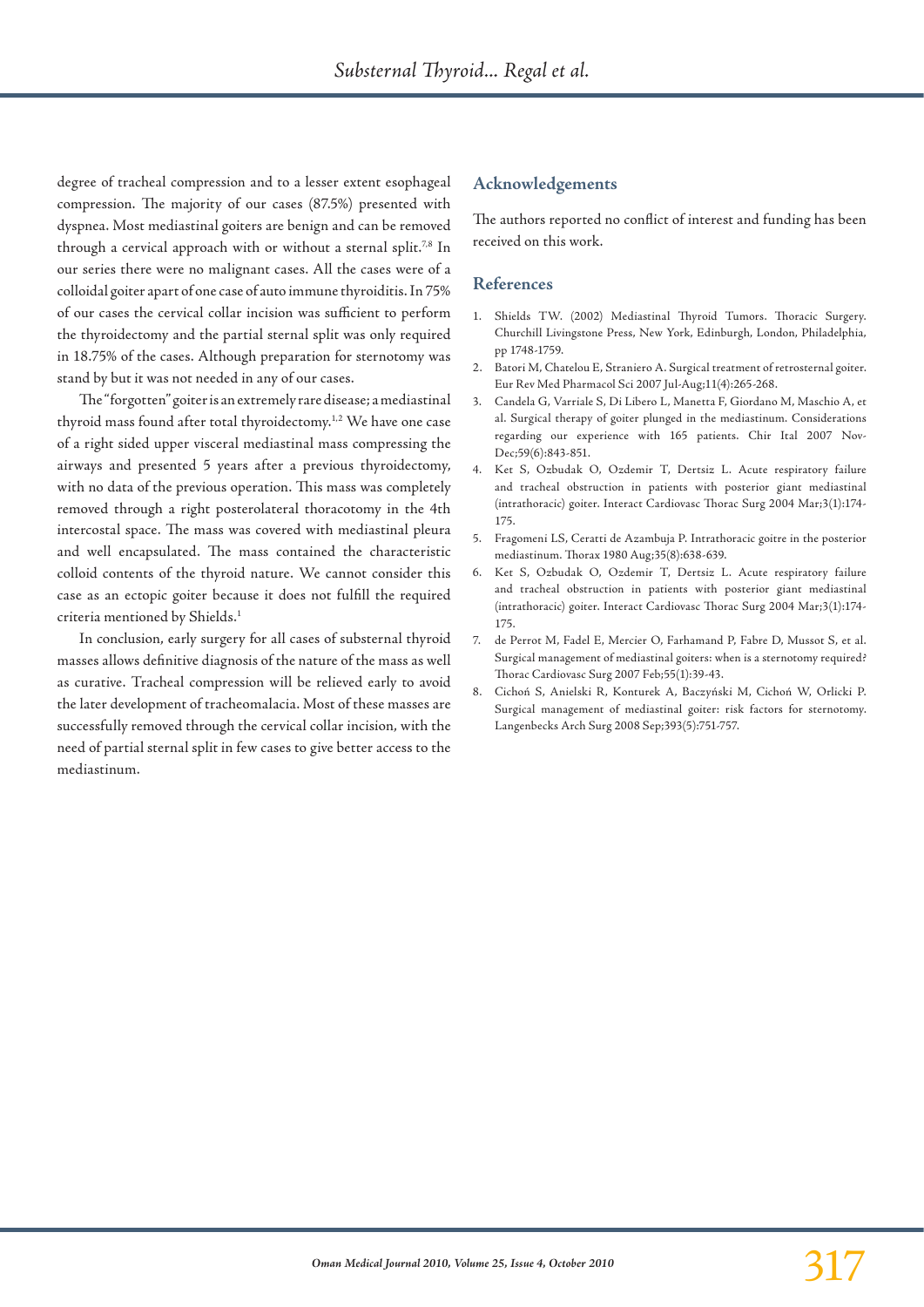degree of tracheal compression and to a lesser extent esophageal compression. The majority of our cases (87.5%) presented with dyspnea. Most mediastinal goiters are benign and can be removed through a cervical approach with or without a sternal split.[7,8] In our series there were no malignant cases. All the cases were of a colloidal goiter apart of one case of auto immune thyroiditis. In 75% of our cases the cervical collar incision was sufficient to perform the thyroidectomy and the partial sternal split was only required in 18.75% of the cases. Although preparation for sternotomy was stand by but it was not needed in any of our cases.

The "forgotten" goiter is an extremely rare disease; a mediastinal thyroid mass found after total thyroidectomy.[1,2] We have one case of a right sided upper visceral mediastinal mass compressing the airways and presented 5 years after a previous thyroidectomy, with no data of the previous operation. This mass was completely removed through a right posterolateral thoracotomy in the 4th intercostal space. The mass was covered with mediastinal pleura and well encapsulated. The mass contained the characteristic colloid contents of the thyroid nature. We cannot consider this case as an ectopic goiter because it does not fulfill the required criteria mentioned by Shields.[1]

In conclusion, early surgery for all cases of substernal thyroid masses allows definitive diagnosis of the nature of the mass as well as curative. Tracheal compression will be relieved early to avoid the later development of tracheomalacia. Most of these masses are successfully removed through the cervical collar incision, with the need of partial sternal split in few cases to give better access to the mediastinum.

## Acknowledgements

The authors reported no conflict of interest and funding has been received on this work.

## References

1. Shields TW. (2002) Mediastinal Thyroid Tumors. Thoracic Surgery. Churchill Livingstone Press, New York, Edinburgh, London, Philadelphia, pp 1748-1759.
2. Batori M, Chatelou E, Straniero A. Surgical treatment of retrosternal goiter. Eur Rev Med Pharmacol Sci 2007 Jul-Aug;11(4):265-268.
3. Candela G, Varriale S, Di Libero L, Manetta F, Giordano M, Maschio A, et al. Surgical therapy of goiter plunged in the mediastinum. Considerations regarding our experience with 165 patients. Chir Ital 2007 Nov-Dec;59(6):843-851.
4. Ket S, Ozbudak O, Ozdemir T, Dertsiz L. Acute respiratory failure and tracheal obstruction in patients with posterior giant mediastinal (intrathoracic) goiter. Interact Cardiovasc Thorac Surg 2004 Mar;3(1):174-175.
5. Fragomeni LS, Ceratti de Azambuja P. Intrathoracic goitre in the posterior mediastinum. Thorax 1980 Aug;35(8):638-639.
6. Ket S, Ozbudak O, Ozdemir T, Dertsiz L. Acute respiratory failure and tracheal obstruction in patients with posterior giant mediastinal (intrathoracic) goiter. Interact Cardiovasc Thorac Surg 2004 Mar;3(1):174-175.
7. de Perrot M, Fadel E, Mercier O, Farhamand P, Fabre D, Mussot S, et al. Surgical management of mediastinal goiters: when is a sternotomy required? Thorac Cardiovasc Surg 2007 Feb;55(1):39-43.
8. Cichoń S, Anielski R, Konturek A, Baczyński M, Cichoń W, Orlicki P. Surgical management of mediastinal goiter: risk factors for sternotomy. Langenbecks Arch Surg 2008 Sep;393(5):751-757.